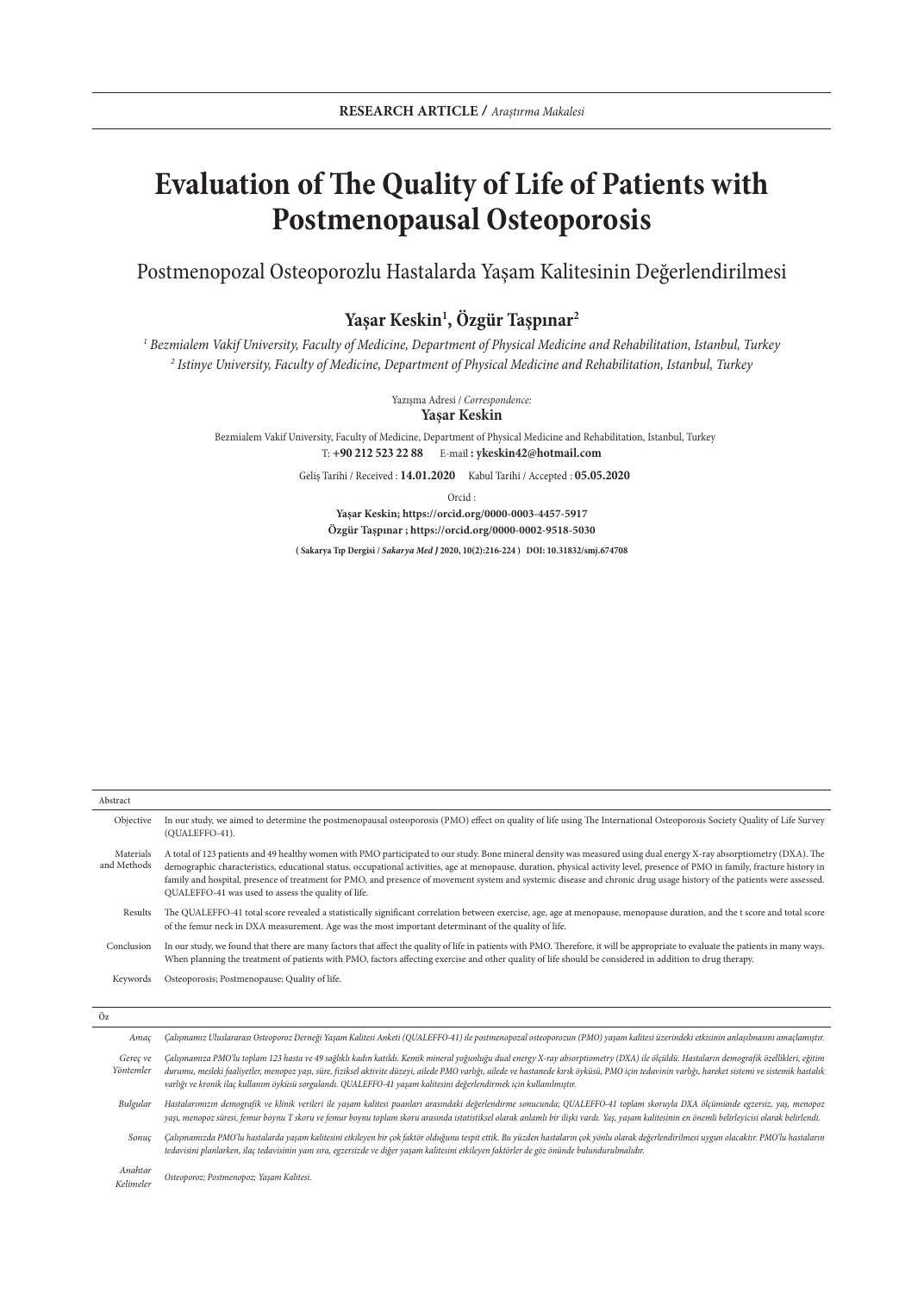**RESEARCH ARTICLE /** *Araştırma Makalesi*

# Evaluation of The Quality of Life of Patients with Postmenopausal Osteoporosis

## Postmenopozal Osteoporozlu Hastalarda Yaşam Kalitesinin Değerlendirilmesi

**Yaşar Keskin[1], Özgür Taşpınar[2]**

*[1] Bezmialem Vakif University, Faculty of Medicine, Department of Physical Medicine and Rehabilitation, Istanbul, Turkey*
*[2] Istinye University, Faculty of Medicine, Department of Physical Medicine and Rehabilitation, Istanbul, Turkey*

Yazışma Adresi / *Correspondence:*
**Yaşar Keskin**

Bezmialem Vakif University, Faculty of Medicine, Department of Physical Medicine and Rehabilitation, Istanbul, Turkey
T: **+90 212 523 22 88** E-mail **: ykeskin42@hotmail.com**

Geliş Tarihi / Received : **14.01.2020** Kabul Tarihi / Accepted : **05.05.2020**

Orcid :
**Yaşar Keskin; https://orcid.org/0000-0003-4457-5917**
**Özgür Taşpınar ; https://orcid.org/0000-0002-9518-5030**

**( Sakarya Tıp Dergisi /** ***Sakarya Med J*** **2020, 10(2):216-224 ) DOI: 10.31832/smj.674708**

### Abstract

**Objective** In our study, we aimed to determine the postmenopausal osteoporosis (PMO) effect on quality of life using The International Osteoporosis Society Quality of Life Survey (QUALEFFO-41).

**Materials and Methods** A total of 123 patients and 49 healthy women with PMO participated to our study. Bone mineral density was measured using dual energy X-ray absorptiometry (DXA). The demographic characteristics, educational status, occupational activities, age at menopause, duration, physical activity level, presence of PMO in family, fracture history in family and hospital, presence of treatment for PMO, and presence of movement system and systemic disease and chronic drug usage history of the patients were assessed. QUALEFFO-41 was used to assess the quality of life.

**Results** The QUALEFFO-41 total score revealed a statistically significant correlation between exercise, age, age at menopause, menopause duration, and the t score and total score of the femur neck in DXA measurement. Age was the most important determinant of the quality of life.

**Conclusion** In our study, we found that there are many factors that affect the quality of life in patients with PMO. Therefore, it will be appropriate to evaluate the patients in many ways. When planning the treatment of patients with PMO, factors affecting exercise and other quality of life should be considered in addition to drug therapy.

**Keywords** Osteoporosis; Postmenopause; Quality of life.

### Öz

*Amaç* *Çalışmamız Uluslararası Osteoporoz Derneği Yaşam Kalitesi Anketi (QUALEFFO-41) ile postmenopozal osteoporozun (PMO) yaşam kalitesi üzerindeki etkisinin anlaşılmasını amaçlamıştır.*

*Gereç ve Yöntemler* *Çalışmamıza PMO'lu toplam 123 hasta ve 49 sağlıklı kadın katıldı. Kemik mineral yoğunluğu dual energy X-ray absorptiometry (DXA) ile ölçüldü. Hastaların demografik özellikleri, eğitim durumu, mesleki faaliyetler, menopoz yaşı, süre, fiziksel aktivite düzeyi, ailede PMO varlığı, ailede ve hastanede kırık öyküsü, PMO için tedavinin varlığı, hareket sistemi ve sistemik hastalık varlığı ve kronik ilaç kullanım öyküsü sorgulandı. QUALEFFO-41 yaşam kalitesini değerlendirmek için kullanılmıştır.*

*Bulgular* *Hastalarımızın demografik ve klinik verileri ile yaşam kalitesi puanları arasındaki değerlendirme sonucunda; QUALEFFO-41 toplam skoruyla DXA ölçümünde egzersiz, yaş, menopoz yaşı, menopoz süresi, femur boynu T skoru ve femur boynu toplam skoru arasında istatistiksel olarak anlamlı bir ilişki vardı. Yaş, yaşam kalitesinin en önemli belirleyicisi olarak belirlendi.*

*Sonuç* *Çalışmamızda PMO'lu hastalarda yaşam kalitesini etkileyen bir çok faktör olduğunu tespit ettik. Bu yüzden hastaların çok yönlü olarak değerlendirilmesi uygun olacaktır. PMO'lu hastaların tedavisini planlarken, ilaç tedavisinin yanı sıra, egzersizde ve diğer yaşam kalitesini etkileyen faktörler de göz önünde bulundurulmalıdır.*

*Anahtar Kelimeler* *Osteoporoz; Postmenopoz; Yaşam Kalitesi.*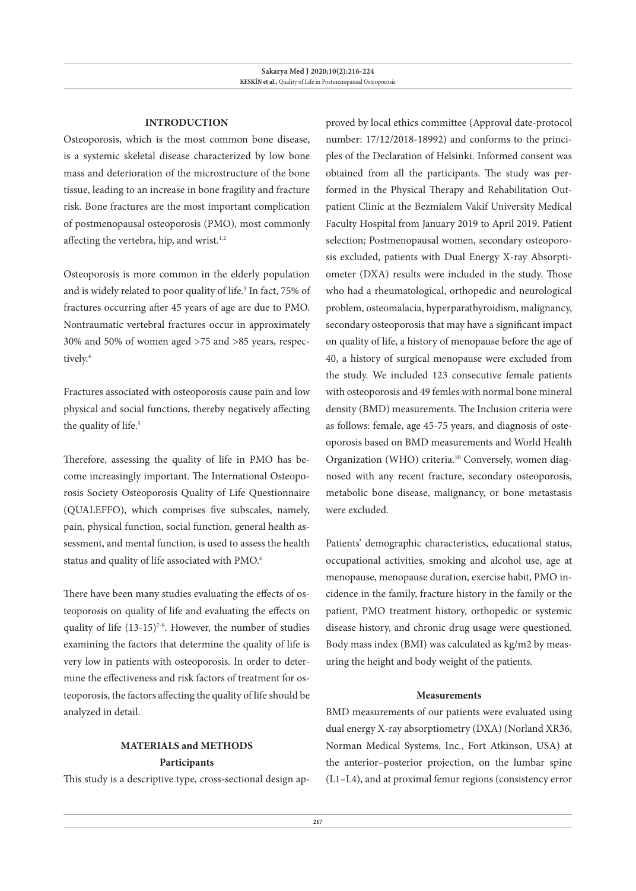## INTRODUCTION

Osteoporosis, which is the most common bone disease, is a systemic skeletal disease characterized by low bone mass and deterioration of the microstructure of the bone tissue, leading to an increase in bone fragility and fracture risk. Bone fractures are the most important complication of postmenopausal osteoporosis (PMO), most commonly affecting the vertebra, hip, and wrist.[1,2]

Osteoporosis is more common in the elderly population and is widely related to poor quality of life.[3] In fact, 75% of fractures occurring after 45 years of age are due to PMO. Nontraumatic vertebral fractures occur in approximately 30% and 50% of women aged >75 and >85 years, respectively.[4]

Fractures associated with osteoporosis cause pain and low physical and social functions, thereby negatively affecting the quality of life.[5]

Therefore, assessing the quality of life in PMO has become increasingly important. The International Osteoporosis Society Osteoporosis Quality of Life Questionnaire (QUALEFFO), which comprises five subscales, namely, pain, physical function, social function, general health assessment, and mental function, is used to assess the health status and quality of life associated with PMO.[6]

There have been many studies evaluating the effects of osteoporosis on quality of life and evaluating the effects on quality of life (13-15)[7-9]. However, the number of studies examining the factors that determine the quality of life is very low in patients with osteoporosis. In order to determine the effectiveness and risk factors of treatment for osteoporosis, the factors affecting the quality of life should be analyzed in detail.

## MATERIALS and METHODS

### Participants

This study is a descriptive type, cross-sectional design approved by local ethics committee (Approval date-protocol number: 17/12/2018-18992) and conforms to the principles of the Declaration of Helsinki. Informed consent was obtained from all the participants. The study was performed in the Physical Therapy and Rehabilitation Outpatient Clinic at the Bezmialem Vakif University Medical Faculty Hospital from January 2019 to April 2019. Patient selection; Postmenopausal women, secondary osteoporosis excluded, patients with Dual Energy X-ray Absorptiometer (DXA) results were included in the study. Those who had a rheumatological, orthopedic and neurological problem, osteomalacia, hyperparathyroidism, malignancy, secondary osteoporosis that may have a significant impact on quality of life, a history of menopause before the age of 40, a history of surgical menopause were excluded from the study. We included 123 consecutive female patients with osteoporosis and 49 femles with normal bone mineral density (BMD) measurements. The Inclusion criteria were as follows: female, age 45-75 years, and diagnosis of osteoporosis based on BMD measurements and World Health Organization (WHO) criteria.[10] Conversely, women diagnosed with any recent fracture, secondary osteoporosis, metabolic bone disease, malignancy, or bone metastasis were excluded.

Patients' demographic characteristics, educational status, occupational activities, smoking and alcohol use, age at menopause, menopause duration, exercise habit, PMO incidence in the family, fracture history in the family or the patient, PMO treatment history, orthopedic or systemic disease history, and chronic drug usage were questioned. Body mass index (BMI) was calculated as kg/m2 by measuring the height and body weight of the patients.

### Measurements

BMD measurements of our patients were evaluated using dual energy X-ray absorptiometry (DXA) (Norland XR36, Norman Medical Systems, Inc., Fort Atkinson, USA) at the anterior–posterior projection, on the lumbar spine (L1–L4), and at proximal femur regions (consistency error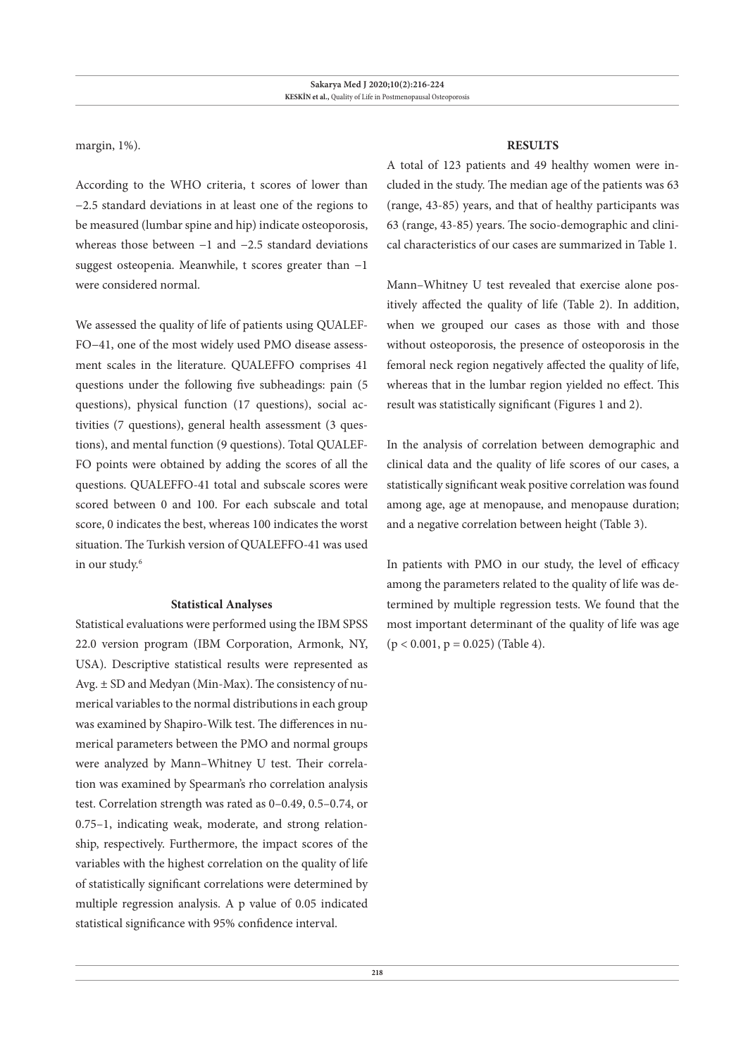margin, 1%).

According to the WHO criteria, t scores of lower than −2.5 standard deviations in at least one of the regions to be measured (lumbar spine and hip) indicate osteoporosis, whereas those between −1 and −2.5 standard deviations suggest osteopenia. Meanwhile, t scores greater than −1 were considered normal.

We assessed the quality of life of patients using QUALEFFO–41, one of the most widely used PMO disease assessment scales in the literature. QUALEFFO comprises 41 questions under the following five subheadings: pain (5 questions), physical function (17 questions), social activities (7 questions), general health assessment (3 questions), and mental function (9 questions). Total QUALEFFO points were obtained by adding the scores of all the questions. QUALEFFO-41 total and subscale scores were scored between 0 and 100. For each subscale and total score, 0 indicates the best, whereas 100 indicates the worst situation. The Turkish version of QUALEFFO-41 was used in our study.[6]

### Statistical Analyses

Statistical evaluations were performed using the IBM SPSS 22.0 version program (IBM Corporation, Armonk, NY, USA). Descriptive statistical results were represented as Avg. ± SD and Medyan (Min-Max). The consistency of numerical variables to the normal distributions in each group was examined by Shapiro-Wilk test. The differences in numerical parameters between the PMO and normal groups were analyzed by Mann–Whitney U test. Their correlation was examined by Spearman's rho correlation analysis test. Correlation strength was rated as 0–0.49, 0.5–0.74, or 0.75–1, indicating weak, moderate, and strong relationship, respectively. Furthermore, the impact scores of the variables with the highest correlation on the quality of life of statistically significant correlations were determined by multiple regression analysis. A p value of 0.05 indicated statistical significance with 95% confidence interval.

## RESULTS

A total of 123 patients and 49 healthy women were included in the study. The median age of the patients was 63 (range, 43-85) years, and that of healthy participants was 63 (range, 43-85) years. The socio-demographic and clinical characteristics of our cases are summarized in Table 1.

Mann–Whitney U test revealed that exercise alone positively affected the quality of life (Table 2). In addition, when we grouped our cases as those with and those without osteoporosis, the presence of osteoporosis in the femoral neck region negatively affected the quality of life, whereas that in the lumbar region yielded no effect. This result was statistically significant (Figures 1 and 2).

In the analysis of correlation between demographic and clinical data and the quality of life scores of our cases, a statistically significant weak positive correlation was found among age, age at menopause, and menopause duration; and a negative correlation between height (Table 3).

In patients with PMO in our study, the level of efficacy among the parameters related to the quality of life was determined by multiple regression tests. We found that the most important determinant of the quality of life was age ($p < 0.001$, $p = 0.025$) (Table 4).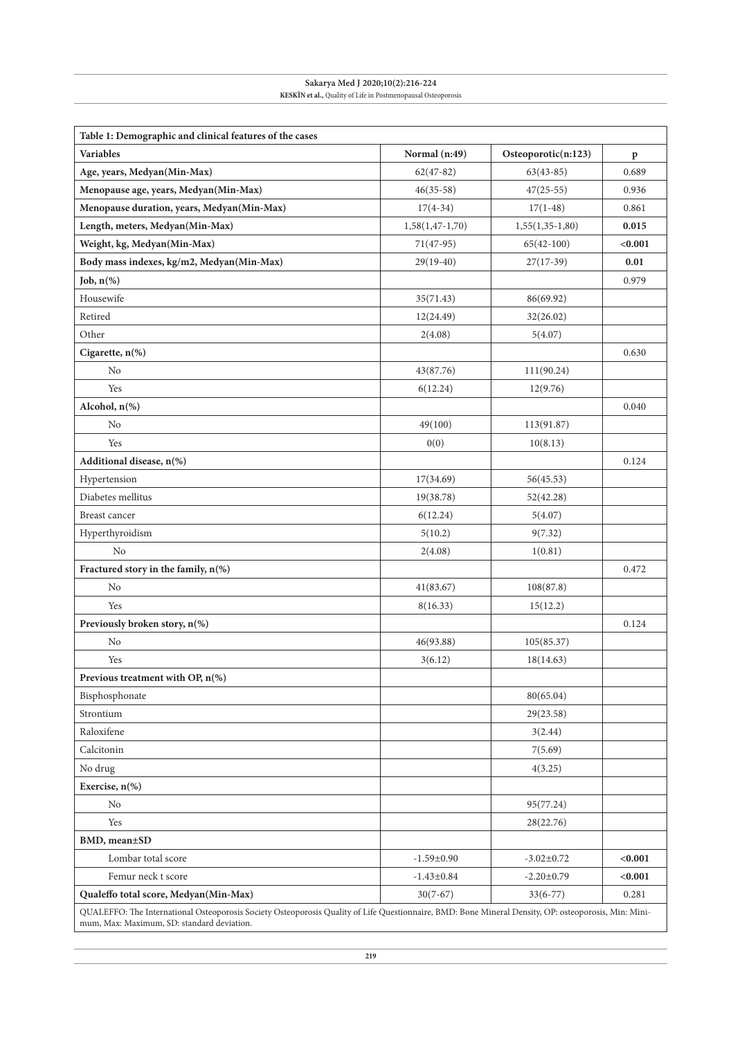| Table 1: Demographic and clinical features of the cases | | | |
|---|---|---|---|
| **Variables** | **Normal (n:49)** | **Osteoporotic(n:123)** | **p** |
| **Age, years, Medyan(Min-Max)** | 62(47-82) | 63(43-85) | 0.689 |
| **Menopause age, years, Medyan(Min-Max)** | 46(35-58) | 47(25-55) | 0.936 |
| **Menopause duration, years, Medyan(Min-Max)** | 17(4-34) | 17(1-48) | 0.861 |
| **Length, meters, Medyan(Min-Max)** | 1,58(1,47-1,70) | 1,55(1,35-1,80) | **0.015** |
| **Weight, kg, Medyan(Min-Max)** | 71(47-95) | 65(42-100) | **<0.001** |
| **Body mass indexes, kg/m2, Medyan(Min-Max)** | 29(19-40) | 27(17-39) | **0.01** |
| **Job, n(%)** | | | 0.979 |
| Housewife | 35(71.43) | 86(69.92) | |
| Retired | 12(24.49) | 32(26.02) | |
| Other | 2(4.08) | 5(4.07) | |
| **Cigarette, n(%)** | | | 0.630 |
| No | 43(87.76) | 111(90.24) | |
| Yes | 6(12.24) | 12(9.76) | |
| **Alcohol, n(%)** | | | 0.040 |
| No | 49(100) | 113(91.87) | |
| Yes | 0(0) | 10(8.13) | |
| **Additional disease, n(%)** | | | 0.124 |
| Hypertension | 17(34.69) | 56(45.53) | |
| Diabetes mellitus | 19(38.78) | 52(42.28) | |
| Breast cancer | 6(12.24) | 5(4.07) | |
| Hyperthyroidism | 5(10.2) | 9(7.32) | |
| No | 2(4.08) | 1(0.81) | |
| **Fractured story in the family, n(%)** | | | 0.472 |
| No | 41(83.67) | 108(87.8) | |
| Yes | 8(16.33) | 15(12.2) | |
| **Previously broken story, n(%)** | | | 0.124 |
| No | 46(93.88) | 105(85.37) | |
| Yes | 3(6.12) | 18(14.63) | |
| **Previous treatment with OP, n(%)** | | | |
| Bisphosphonate | | 80(65.04) | |
| Strontium | | 29(23.58) | |
| Raloxifene | | 3(2.44) | |
| Calcitonin | | 7(5.69) | |
| No drug | | 4(3.25) | |
| **Exercise, n(%)** | | | |
| No | | 95(77.24) | |
| Yes | | 28(22.76) | |
| **BMD, mean±SD** | | | |
| Lombar total score | -1.59±0.90 | -3.02±0.72 | **<0.001** |
| Femur neck t score | -1.43±0.84 | -2.20±0.79 | **<0.001** |
| **Qualeffo total score, Medyan(Min-Max)** | 30(7-67) | 33(6-77) | 0.281 |

QUALEFFO: The International Osteoporosis Society Osteoporosis Quality of Life Questionnaire, BMD: Bone Mineral Density, OP: osteoporosis, Min: Minimum, Max: Maximum, SD: standard deviation.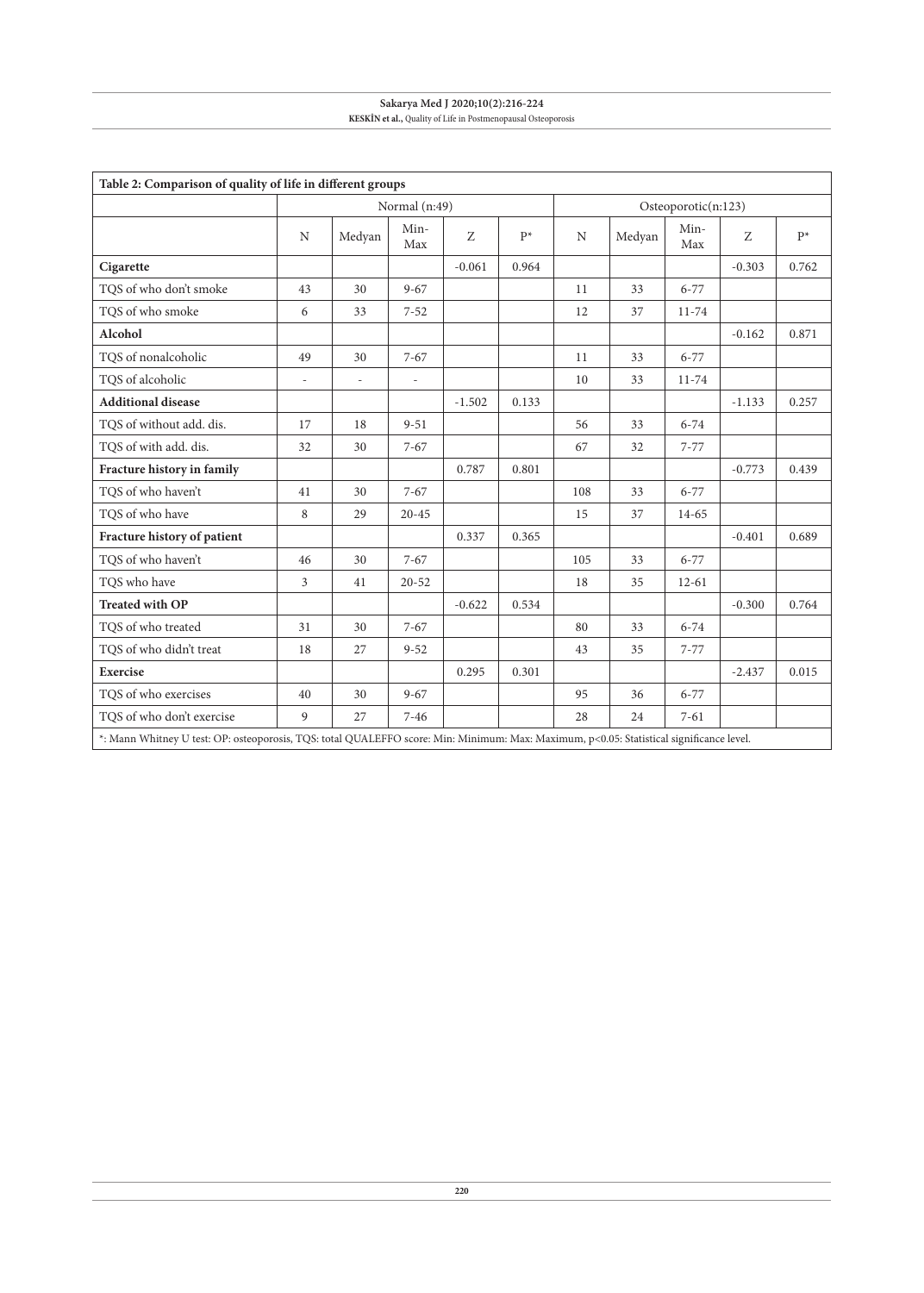**Table 2: Comparison of quality of life in different groups**

| | Normal (n:49) | | | | | Osteoporotic(n:123) | | | | |
|---|---|---|---|---|---|---|---|---|---|---|
| | N | Medyan | Min-Max | Z | P* | N | Medyan | Min-Max | Z | P* |
| **Cigarette** | | | | -0.061 | 0.964 | | | | -0.303 | 0.762 |
| TQS of who don't smoke | 43 | 30 | 9-67 | | | 11 | 33 | 6-77 | | |
| TQS of who smoke | 6 | 33 | 7-52 | | | 12 | 37 | 11-74 | | |
| **Alcohol** | | | | | | | | | -0.162 | 0.871 |
| TQS of nonalcoholic | 49 | 30 | 7-67 | | | 11 | 33 | 6-77 | | |
| TQS of alcoholic | - | - | - | | | 10 | 33 | 11-74 | | |
| **Additional disease** | | | | -1.502 | 0.133 | | | | -1.133 | 0.257 |
| TQS of without add. dis. | 17 | 18 | 9-51 | | | 56 | 33 | 6-74 | | |
| TQS of with add. dis. | 32 | 30 | 7-67 | | | 67 | 32 | 7-77 | | |
| **Fracture history in family** | | | | 0.787 | 0.801 | | | | -0.773 | 0.439 |
| TQS of who haven't | 41 | 30 | 7-67 | | | 108 | 33 | 6-77 | | |
| TQS of who have | 8 | 29 | 20-45 | | | 15 | 37 | 14-65 | | |
| **Fracture history of patient** | | | | 0.337 | 0.365 | | | | -0.401 | 0.689 |
| TQS of who haven't | 46 | 30 | 7-67 | | | 105 | 33 | 6-77 | | |
| TQS who have | 3 | 41 | 20-52 | | | 18 | 35 | 12-61 | | |
| **Treated with OP** | | | | -0.622 | 0.534 | | | | -0.300 | 0.764 |
| TQS of who treated | 31 | 30 | 7-67 | | | 80 | 33 | 6-74 | | |
| TQS of who didn't treat | 18 | 27 | 9-52 | | | 43 | 35 | 7-77 | | |
| **Exercise** | | | | 0.295 | 0.301 | | | | -2.437 | 0.015 |
| TQS of who exercises | 40 | 30 | 9-67 | | | 95 | 36 | 6-77 | | |
| TQS of who don't exercise | 9 | 27 | 7-46 | | | 28 | 24 | 7-61 | | |

*: Mann Whitney U test: OP: osteoporosis, TQS: total QUALEFFO score: Min: Minimum: Max: Maximum, $p<0.05$: Statistical significance level.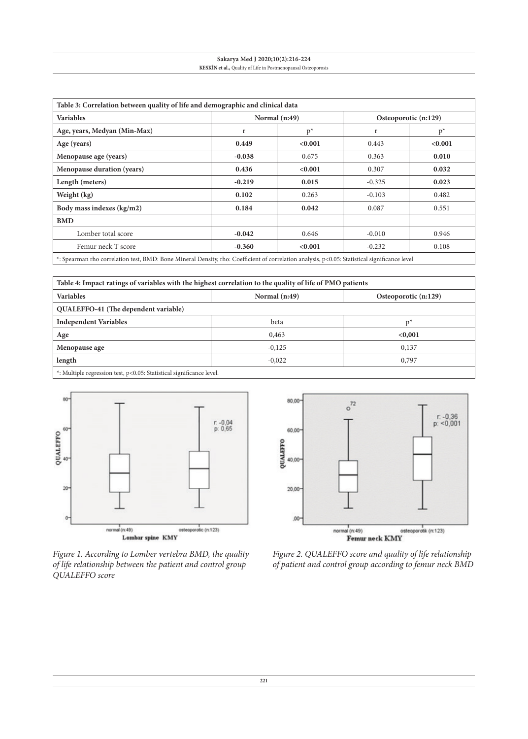| Table 3: Correlation between quality of life and demographic and clinical data | | | | |
|---|---|---|---|---|
| **Variables** | **Normal (n:49)** | | **Osteoporotic (n:129)** | |
| **Age, years, Medyan (Min-Max)** | r | p* | r | p* |
| **Age (years)** | **0.449** | **<0.001** | 0.443 | **<0.001** |
| **Menopause age (years)** | **-0.038** | 0.675 | 0.363 | **0.010** |
| **Menopause duration (years)** | **0.436** | **<0.001** | 0.307 | **0.032** |
| **Length (meters)** | **-0.219** | **0.015** | -0.325 | **0.023** |
| **Weight (kg)** | **0.102** | 0.263 | -0.103 | 0.482 |
| **Body mass indexes (kg/m2)** | **0.184** | **0.042** | 0.087 | 0.551 |
| **BMD** | | | | |
| Lomber total score | **-0.042** | 0.646 | -0.010 | 0.946 |
| Femur neck T score | **-0.360** | **<0.001** | -0.232 | 0.108 |

*: Spearman rho correlation test, BMD: Bone Mineral Density, rho: Coefficient of correlation analysis, p<0.05: Statistical significance level

| Table 4: Impact ratings of variables with the highest correlation to the quality of life of PMO patients | | |
|---|---|---|
| **Variables** | **Normal (n:49)** | **Osteoporotic (n:129)** |
| **QUALEFFO-41 (The dependent variable)** | | |
| **Independent Variables** | beta | p* |
| **Age** | 0,463 | **<0,001** |
| **Menopause age** | -0,125 | 0,137 |
| **length** | -0,022 | 0,797 |

*: Multiple regression test, p<0.05: Statistical significance level.

QUALEFFO

r: -0,04
p: 0,65

normal (n:49) osteoporotic (n:123)

Lombar spine KMY

*Figure 1. According to Lomber vertebra BMD, the quality of life relationship between the patient and control group QUALEFFO score*

QUALEFFO

72

r: -0,36
p: <0,001

normal (n:49) osteoporotik (n:123)

Femur neck KMY

*Figure 2. QUALEFFO score and quality of life relationship of patient and control group according to femur neck BMD*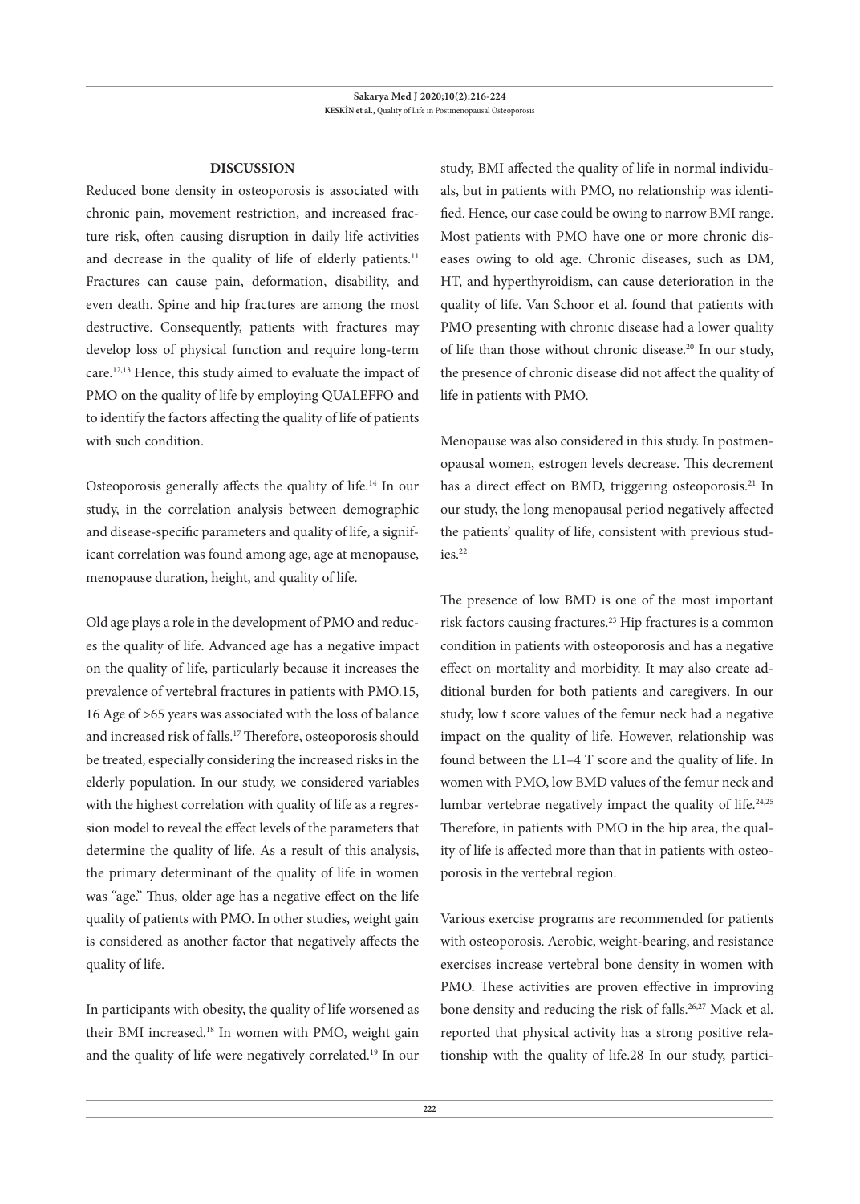## DISCUSSION

Reduced bone density in osteoporosis is associated with chronic pain, movement restriction, and increased fracture risk, often causing disruption in daily life activities and decrease in the quality of life of elderly patients.[11] Fractures can cause pain, deformation, disability, and even death. Spine and hip fractures are among the most destructive. Consequently, patients with fractures may develop loss of physical function and require long-term care.[12,13] Hence, this study aimed to evaluate the impact of PMO on the quality of life by employing QUALEFFO and to identify the factors affecting the quality of life of patients with such condition.

Osteoporosis generally affects the quality of life.[14] In our study, in the correlation analysis between demographic and disease-specific parameters and quality of life, a significant correlation was found among age, age at menopause, menopause duration, height, and quality of life.

Old age plays a role in the development of PMO and reduces the quality of life. Advanced age has a negative impact on the quality of life, particularly because it increases the prevalence of vertebral fractures in patients with PMO.15, 16 Age of >65 years was associated with the loss of balance and increased risk of falls.[17] Therefore, osteoporosis should be treated, especially considering the increased risks in the elderly population. In our study, we considered variables with the highest correlation with quality of life as a regression model to reveal the effect levels of the parameters that determine the quality of life. As a result of this analysis, the primary determinant of the quality of life in women was "age." Thus, older age has a negative effect on the life quality of patients with PMO. In other studies, weight gain is considered as another factor that negatively affects the quality of life.

In participants with obesity, the quality of life worsened as their BMI increased.[18] In women with PMO, weight gain and the quality of life were negatively correlated.[19] In our study, BMI affected the quality of life in normal individuals, but in patients with PMO, no relationship was identified. Hence, our case could be owing to narrow BMI range. Most patients with PMO have one or more chronic diseases owing to old age. Chronic diseases, such as DM, HT, and hyperthyroidism, can cause deterioration in the quality of life. Van Schoor et al. found that patients with PMO presenting with chronic disease had a lower quality of life than those without chronic disease.[20] In our study, the presence of chronic disease did not affect the quality of life in patients with PMO.

Menopause was also considered in this study. In postmenopausal women, estrogen levels decrease. This decrement has a direct effect on BMD, triggering osteoporosis.[21] In our study, the long menopausal period negatively affected the patients' quality of life, consistent with previous studies.[22]

The presence of low BMD is one of the most important risk factors causing fractures.[23] Hip fractures is a common condition in patients with osteoporosis and has a negative effect on mortality and morbidity. It may also create additional burden for both patients and caregivers. In our study, low t score values of the femur neck had a negative impact on the quality of life. However, relationship was found between the L1–4 T score and the quality of life. In women with PMO, low BMD values of the femur neck and lumbar vertebrae negatively impact the quality of life.[24,25] Therefore, in patients with PMO in the hip area, the quality of life is affected more than that in patients with osteoporosis in the vertebral region.

Various exercise programs are recommended for patients with osteoporosis. Aerobic, weight-bearing, and resistance exercises increase vertebral bone density in women with PMO. These activities are proven effective in improving bone density and reducing the risk of falls.[26,27] Mack et al. reported that physical activity has a strong positive relationship with the quality of life.28 In our study, partici-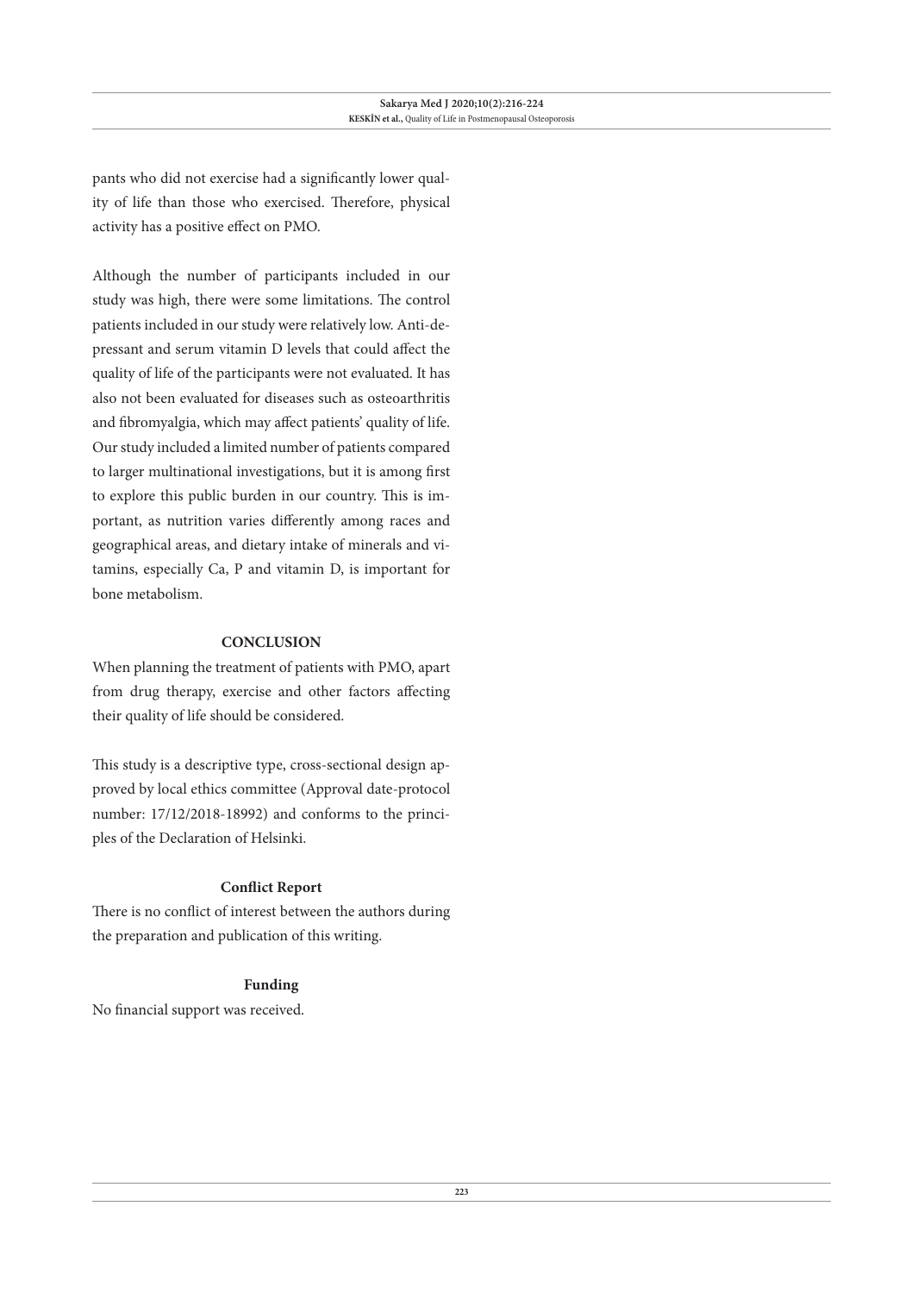pants who did not exercise had a significantly lower quality of life than those who exercised. Therefore, physical activity has a positive effect on PMO.

Although the number of participants included in our study was high, there were some limitations. The control patients included in our study were relatively low. Anti-depressant and serum vitamin D levels that could affect the quality of life of the participants were not evaluated. It has also not been evaluated for diseases such as osteoarthritis and fibromyalgia, which may affect patients' quality of life. Our study included a limited number of patients compared to larger multinational investigations, but it is among first to explore this public burden in our country. This is important, as nutrition varies differently among races and geographical areas, and dietary intake of minerals and vitamins, especially Ca, P and vitamin D, is important for bone metabolism.

## CONCLUSION

When planning the treatment of patients with PMO, apart from drug therapy, exercise and other factors affecting their quality of life should be considered.

This study is a descriptive type, cross-sectional design approved by local ethics committee (Approval date-protocol number: 17/12/2018-18992) and conforms to the principles of the Declaration of Helsinki.

### Conflict Report

There is no conflict of interest between the authors during the preparation and publication of this writing.

### Funding

No financial support was received.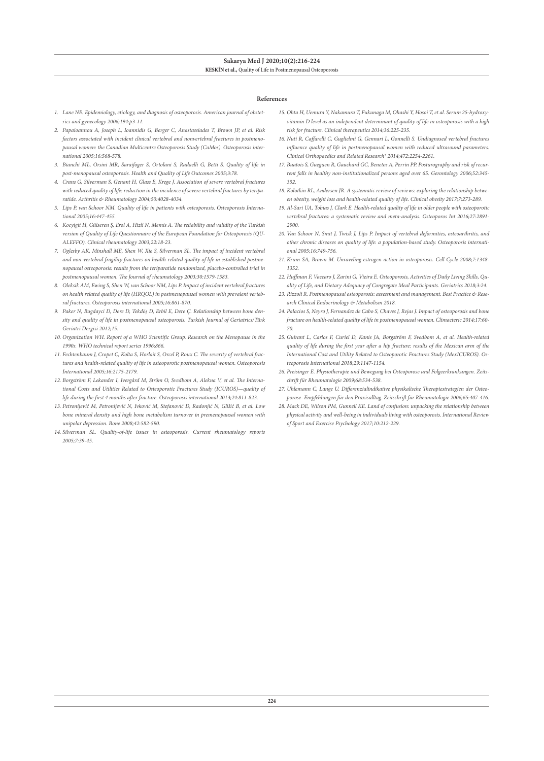## References

1. Lane NE. Epidemiology, etiology, and diagnosis of osteoporosis. American journal of obstetrics and gynecology 2006;194:p3-11.
2. Papaioannou A, Joseph L, Ioannidis G, Berger C, Anastassiades T, Brown JP, et al. Risk factors associated with incident clinical vertebral and nonvertebral fractures in postmenopausal women: the Canadian Multicentre Osteoporosis Study (CaMos). Osteoporosis international 2005;16:568-578.
3. Bianchi ML, Orsini MR, Saraifoger S, Ortolani S, Radaelli G, Betti S. Quality of life in post-menopausal osteoporosis. Health and Quality of Life Outcomes 2005;3:78.
4. Crans G, Silverman S, Genant H, Glass E, Krege J. Association of severe vertebral fractures with reduced quality of life: reduction in the incidence of severe vertebral fractures by teriparatide. Arthritis & Rheumatology 2004;50:4028-4034.
5. Lips P, van Schoor NM. Quality of life in patients with osteoporosis. Osteoporosis International 2005;16:447-455.
6. Koçyigit H, Gülseren Ş, Erol A, Hizli N, Memis A. The reliability and validity of the Turkish version of Quality of Life Questionnaire of the European Foundation for Osteoporosis (QUALEFFO). Clinical rheumatology 2003;22:18-23.
7. Oglesby AK, Minshall ME, Shen W, Xie S, Silverman SL. The impact of incident vertebral and non-vertebral fragility fractures on health-related quality of life in established postmenopausal osteoporosis: results from the teriparatide randomized, placebo-controlled trial in postmenopausal women. The Journal of rheumatology 2003;30:1579-1583.
8. Oleksik AM, Ewing S, Shen W, van Schoor NM, Lips P. Impact of incident vertebral fractures on health related quality of life (HRQOL) in postmenopausal women with prevalent vertebral fractures. Osteoporosis international 2005;16:861-870.
9. Paker N, Bugdayci D, Dere D, Tekdöş D, Erbil E, Dere Ç. Relationship between bone density and quality of life in postmenopausal osteoporosis. Turkish Journal of Geriatrics/Türk Geriatri Dergisi 2012;15.
10. Organization WH. Report of a WHO Scientific Group. Research on the Menopause in the 1990s. WHO technical report series 1996;866.
11. Fechtenbaum J, Cropet C, Kolta S, Horlait S, Orcel P, Roux C. The severity of vertebral fractures and health-related quality of life in osteoporotic postmenopausal women. Osteoporosis International 2005;16:2175-2179.
12. Borgström F, Lekander I, Ivergård M, Ström O, Svedbom A, Alekna V, et al. The International Costs and Utilities Related to Osteoporotic Fractures Study (ICUROS)—quality of life during the first 4 months after fracture. Osteoporosis international 2013;24:811-823.
13. Petronijević M, Petronijević N, Ivković M, Stefanović D, Radonjić N, Glišić B, et al. Low bone mineral density and high bone metabolism turnover in premenopausal women with unipolar depression. Bone 2008;42:582-590.
14. Silverman SL. Quality-of-life issues in osteoporosis. Current rheumatology reports 2005;7:39-45.
15. Ohta H, Uemura Y, Nakamura T, Fukunaga M, Ohashi Y, Hosoi T, et al. Serum 25-hydroxyvitamin D level as an independent determinant of quality of life in osteoporosis with a high risk for fracture. Clinical therapeutics 2014;36:225-235.
16. Nuti R, Caffarelli C, Guglielmi G, Gennari L, Gonnelli S. Undiagnosed vertebral fractures influence quality of life in postmenopausal women with reduced ultrasound parameters. Clinical Orthopaedics and Related Research® 2014;472:2254-2261.
17. Buatois S, Gueguen R, Gauchard GC, Benetos A, Perrin PP. Posturography and risk of recurrent falls in healthy non-institutionalized persons aged over 65. Gerontology 2006;52:345-352.
18. Kolotkin RL, Andersen JR. A systematic review of reviews: exploring the relationship between obesity, weight loss and health-related quality of life. Clinical obesity 2017;7:273-289.
19. Al-Sari UA, Tobias J, Clark E. Health-related quality of life in older people with osteoporotic vertebral fractures: a systematic review and meta-analysis. Osteoporos Int 2016;27:2891-2900.
20. Van Schoor N, Smit J, Twisk J, Lips P. Impact of vertebral deformities, osteoarthritis, and other chronic diseases on quality of life: a population-based study. Osteoporosis international 2005;16:749-756.
21. Krum SA, Brown M. Unraveling estrogen action in osteoporosis. Cell Cycle 2008;7:1348-1352.
22. Huffman F, Vaccaro J, Zarini G, Vieira E. Osteoporosis, Activities of Daily Living Skills, Quality of Life, and Dietary Adequacy of Congregate Meal Participants. Geriatrics 2018;3:24.
23. Rizzoli R. Postmenopausal osteoporosis: assessment and management. Best Practice & Research Clinical Endocrinology & Metabolism 2018.
24. Palacios S, Neyro J, Fernandez de Cabo S, Chaves J, Rejas J. Impact of osteoporosis and bone fracture on health-related quality of life in postmenopausal women. Climacteric 2014;17:60-70.
25. Guirant L, Carlos F, Curiel D, Kanis JA, Borgström F, Svedbom A, et al. Health-related quality of life during the first year after a hip fracture: results of the Mexican arm of the International Cost and Utility Related to Osteoporotic Fractures Study (MexICUROS). Osteoporosis International 2018;29:1147-1154.
26. Preisinger E. Physiotherapie und Bewegung bei Osteoporose und Folgeerkrankungen. Zeitschrift für Rheumatologie 2009;68:534-538.
27. Uhlemann C, Lange U. Differenzialindikative physikalische Therapiestrategien der Osteoporose–Empfehlungen für den Praxisalltag. Zeitschrift für Rheumatologie 2006;65:407-416.
28. Mack DE, Wilson PM, Gunnell KE. Land of confusion: unpacking the relationship between physical activity and well-being in individuals living with osteoporosis. International Review of Sport and Exercise Psychology 2017;10:212-229.